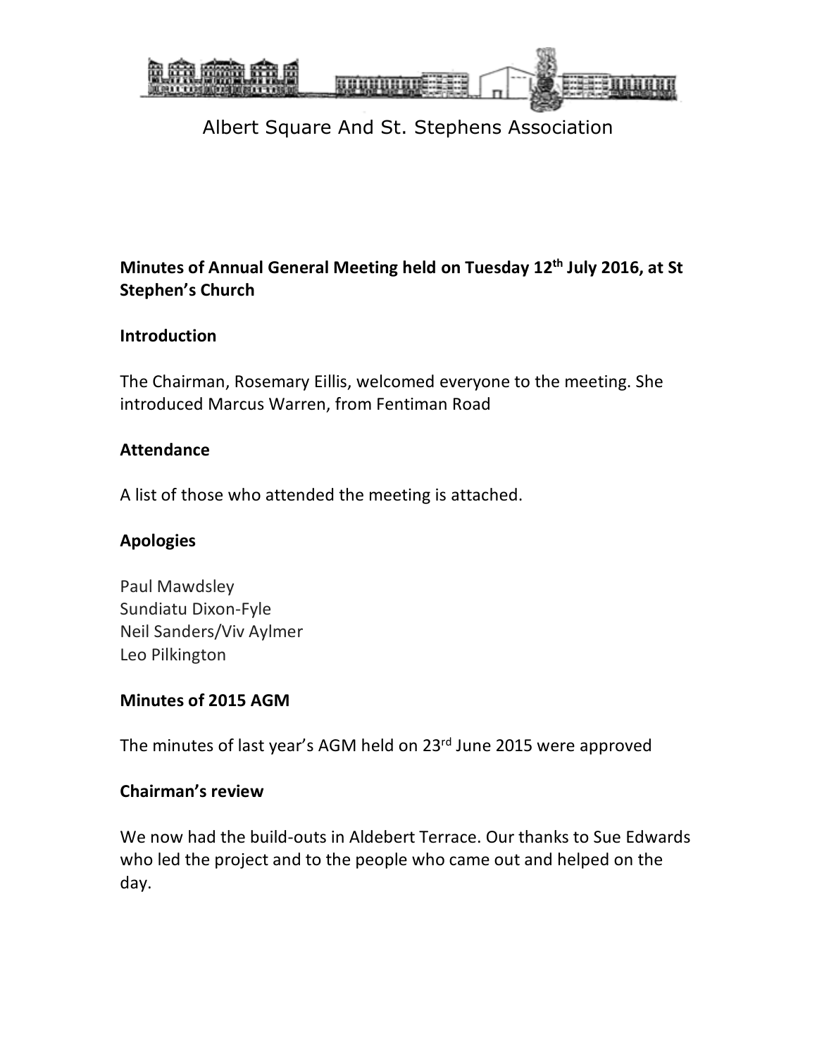Albert Square And St. Stephens Association

**Minutes of Annual General Meeting held on Tuesday 12th July 2016, at St Stephen's Church**

**Introduction**

The Chairman, Rosemary Eillis, welcomed everyone to the meeting. She introduced Marcus Warren, from Fentiman Road

**Attendance**

A list of those who attended the meeting is attached.

**Apologies**

Paul Mawdsley
Sundiatu Dixon-Fyle
Neil Sanders/Viv Aylmer
Leo Pilkington

**Minutes of 2015 AGM**

The minutes of last year's AGM held on 23rd June 2015 were approved

**Chairman's review**

We now had the build-outs in Aldebert Terrace. Our thanks to Sue Edwards who led the project and to the people who came out and helped on the day.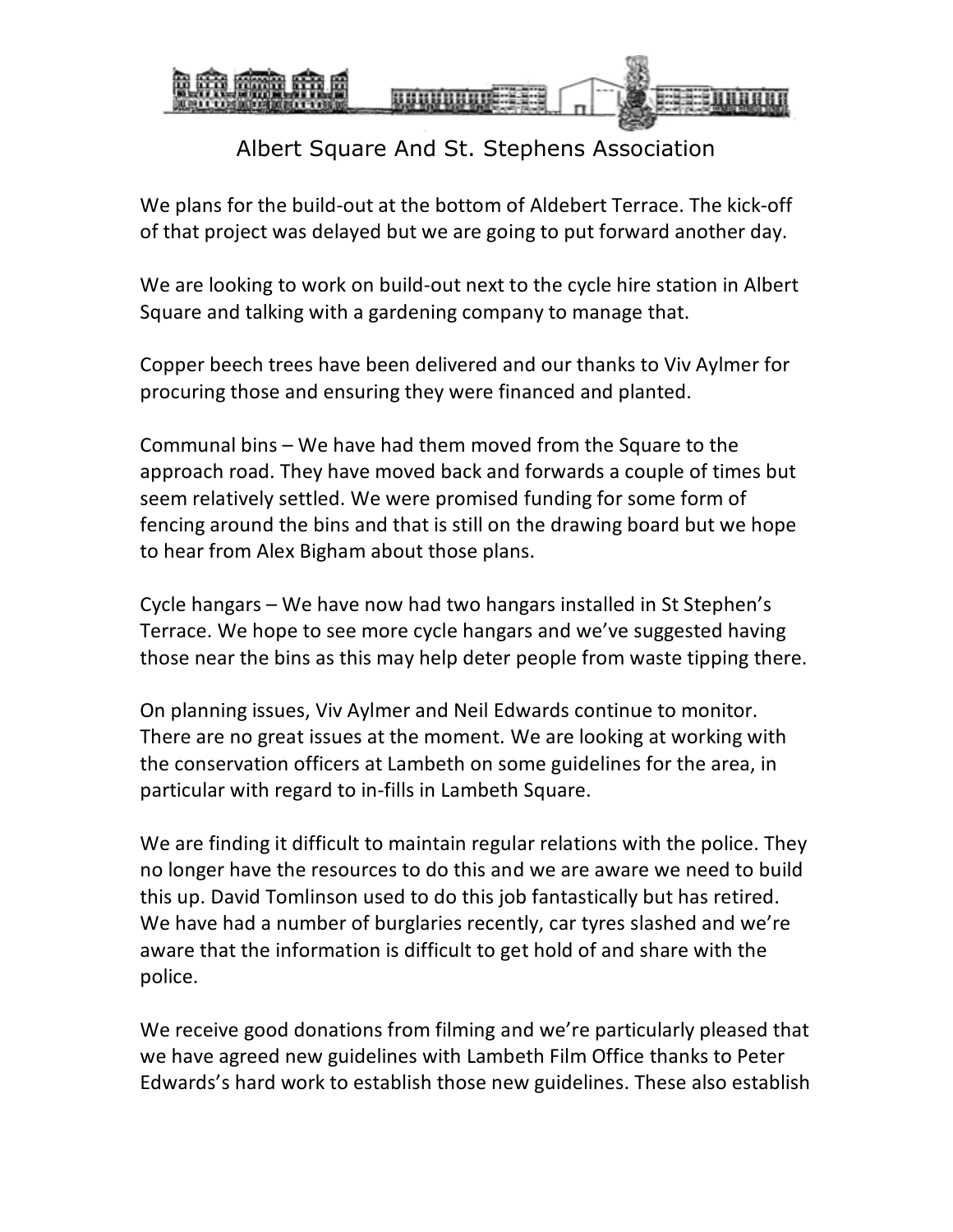Albert Square And St. Stephens Association

We plans for the build-out at the bottom of Aldebert Terrace. The kick-off of that project was delayed but we are going to put forward another day.

We are looking to work on build-out next to the cycle hire station in Albert Square and talking with a gardening company to manage that.

Copper beech trees have been delivered and our thanks to Viv Aylmer for procuring those and ensuring they were financed and planted.

Communal bins – We have had them moved from the Square to the approach road. They have moved back and forwards a couple of times but seem relatively settled. We were promised funding for some form of fencing around the bins and that is still on the drawing board but we hope to hear from Alex Bigham about those plans.

Cycle hangars – We have now had two hangars installed in St Stephen's Terrace. We hope to see more cycle hangars and we've suggested having those near the bins as this may help deter people from waste tipping there.

On planning issues, Viv Aylmer and Neil Edwards continue to monitor. There are no great issues at the moment. We are looking at working with the conservation officers at Lambeth on some guidelines for the area, in particular with regard to in-fills in Lambeth Square.

We are finding it difficult to maintain regular relations with the police. They no longer have the resources to do this and we are aware we need to build this up. David Tomlinson used to do this job fantastically but has retired. We have had a number of burglaries recently, car tyres slashed and we're aware that the information is difficult to get hold of and share with the police.

We receive good donations from filming and we're particularly pleased that we have agreed new guidelines with Lambeth Film Office thanks to Peter Edwards's hard work to establish those new guidelines. These also establish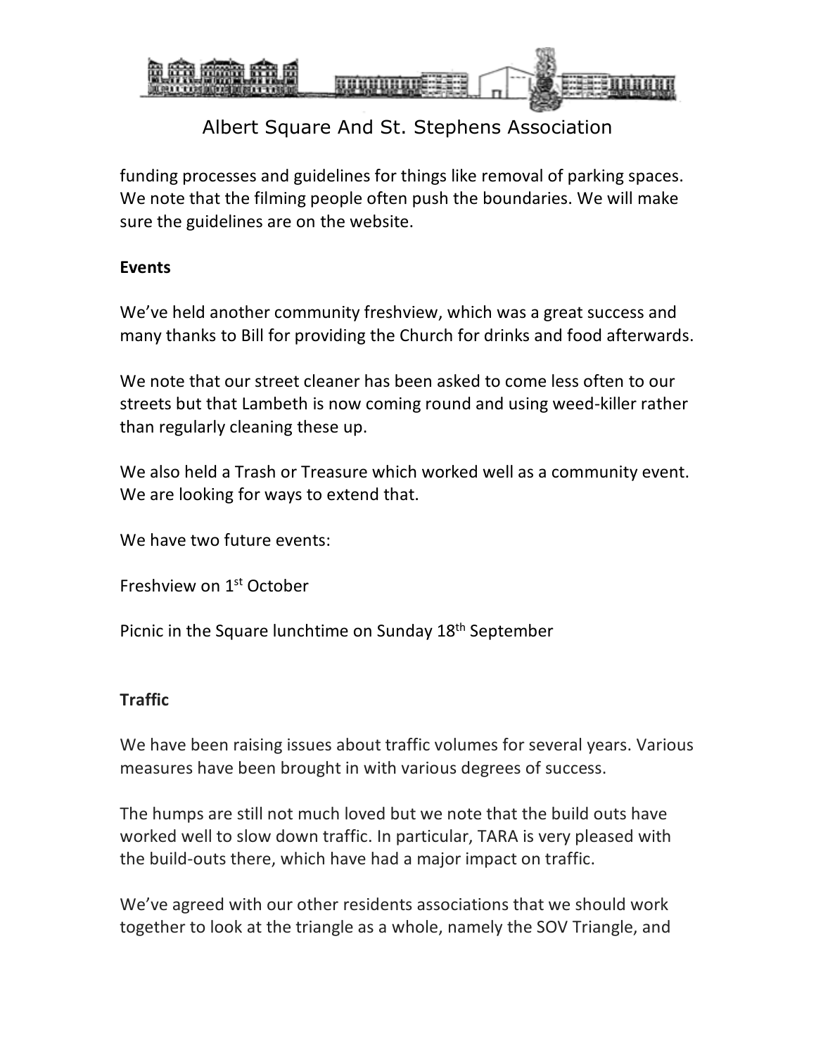funding processes and guidelines for things like removal of parking spaces. We note that the filming people often push the boundaries. We will make sure the guidelines are on the website.

**Events**

We've held another community freshview, which was a great success and many thanks to Bill for providing the Church for drinks and food afterwards.

We note that our street cleaner has been asked to come less often to our streets but that Lambeth is now coming round and using weed-killer rather than regularly cleaning these up.

We also held a Trash or Treasure which worked well as a community event. We are looking for ways to extend that.

We have two future events:

Freshview on 1st October

Picnic in the Square lunchtime on Sunday 18th September

**Traffic**

We have been raising issues about traffic volumes for several years. Various measures have been brought in with various degrees of success.

The humps are still not much loved but we note that the build outs have worked well to slow down traffic. In particular, TARA is very pleased with the build-outs there, which have had a major impact on traffic.

We've agreed with our other residents associations that we should work together to look at the triangle as a whole, namely the SOV Triangle, and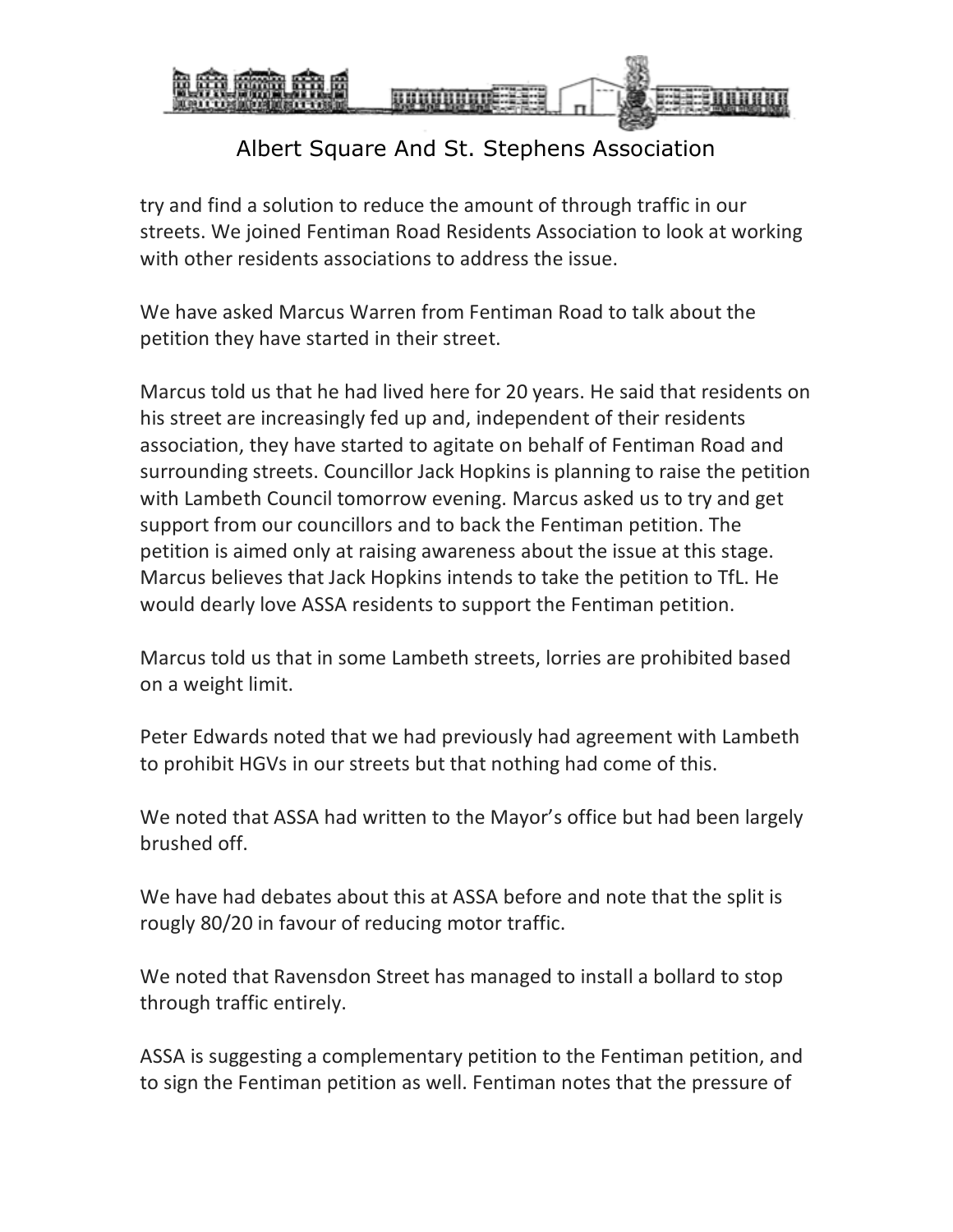try and find a solution to reduce the amount of through traffic in our streets. We joined Fentiman Road Residents Association to look at working with other residents associations to address the issue.

We have asked Marcus Warren from Fentiman Road to talk about the petition they have started in their street.

Marcus told us that he had lived here for 20 years. He said that residents on his street are increasingly fed up and, independent of their residents association, they have started to agitate on behalf of Fentiman Road and surrounding streets. Councillor Jack Hopkins is planning to raise the petition with Lambeth Council tomorrow evening. Marcus asked us to try and get support from our councillors and to back the Fentiman petition. The petition is aimed only at raising awareness about the issue at this stage. Marcus believes that Jack Hopkins intends to take the petition to TfL. He would dearly love ASSA residents to support the Fentiman petition.

Marcus told us that in some Lambeth streets, lorries are prohibited based on a weight limit.

Peter Edwards noted that we had previously had agreement with Lambeth to prohibit HGVs in our streets but that nothing had come of this.

We noted that ASSA had written to the Mayor's office but had been largely brushed off.

We have had debates about this at ASSA before and note that the split is rougly 80/20 in favour of reducing motor traffic.

We noted that Ravensdon Street has managed to install a bollard to stop through traffic entirely.

ASSA is suggesting a complementary petition to the Fentiman petition, and to sign the Fentiman petition as well. Fentiman notes that the pressure of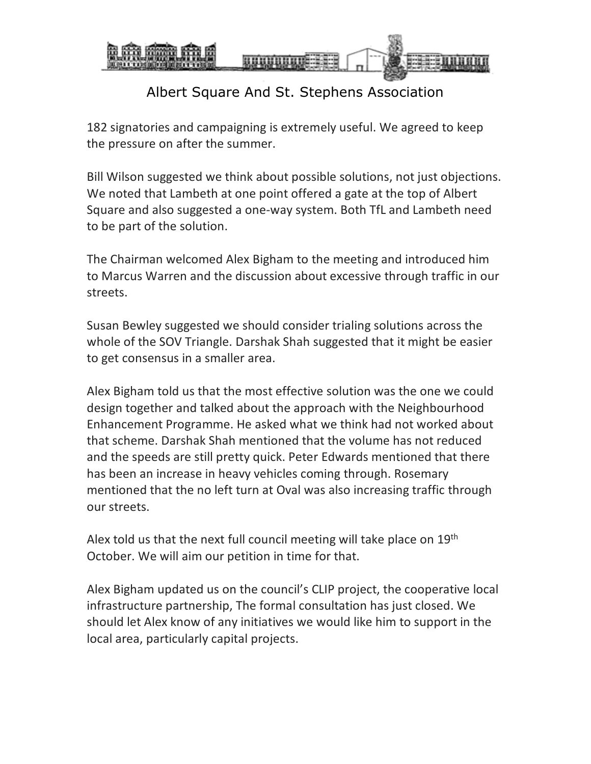182 signatories and campaigning is extremely useful. We agreed to keep the pressure on after the summer.

Bill Wilson suggested we think about possible solutions, not just objections. We noted that Lambeth at one point offered a gate at the top of Albert Square and also suggested a one-way system. Both TfL and Lambeth need to be part of the solution.

The Chairman welcomed Alex Bigham to the meeting and introduced him to Marcus Warren and the discussion about excessive through traffic in our streets.

Susan Bewley suggested we should consider trialing solutions across the whole of the SOV Triangle. Darshak Shah suggested that it might be easier to get consensus in a smaller area.

Alex Bigham told us that the most effective solution was the one we could design together and talked about the approach with the Neighbourhood Enhancement Programme. He asked what we think had not worked about that scheme. Darshak Shah mentioned that the volume has not reduced and the speeds are still pretty quick. Peter Edwards mentioned that there has been an increase in heavy vehicles coming through. Rosemary mentioned that the no left turn at Oval was also increasing traffic through our streets.

Alex told us that the next full council meeting will take place on 19th October. We will aim our petition in time for that.

Alex Bigham updated us on the council's CLIP project, the cooperative local infrastructure partnership, The formal consultation has just closed. We should let Alex know of any initiatives we would like him to support in the local area, particularly capital projects.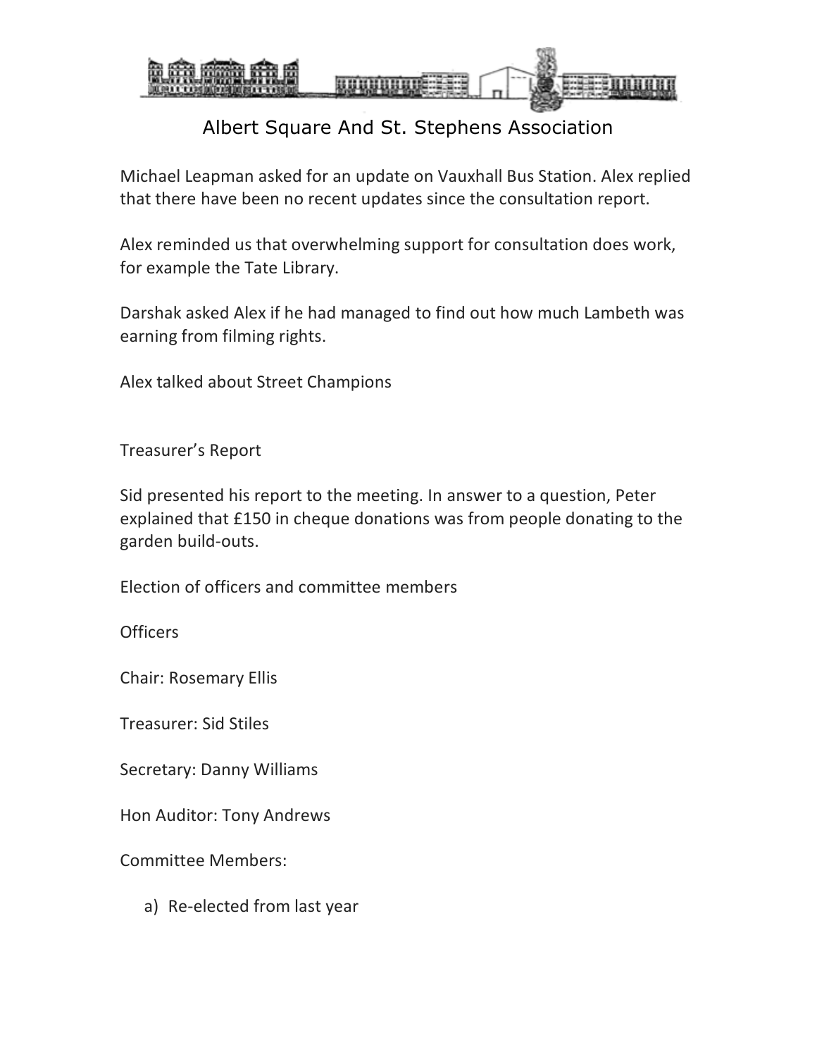Albert Square And St. Stephens Association

Michael Leapman asked for an update on Vauxhall Bus Station. Alex replied that there have been no recent updates since the consultation report.

Alex reminded us that overwhelming support for consultation does work, for example the Tate Library.

Darshak asked Alex if he had managed to find out how much Lambeth was earning from filming rights.

Alex talked about Street Champions

## Treasurer's Report

Sid presented his report to the meeting. In answer to a question, Peter explained that £150 in cheque donations was from people donating to the garden build-outs.

## Election of officers and committee members

### Officers

Chair: Rosemary Ellis

Treasurer: Sid Stiles

Secretary: Danny Williams

Hon Auditor: Tony Andrews

### Committee Members:

a) Re-elected from last year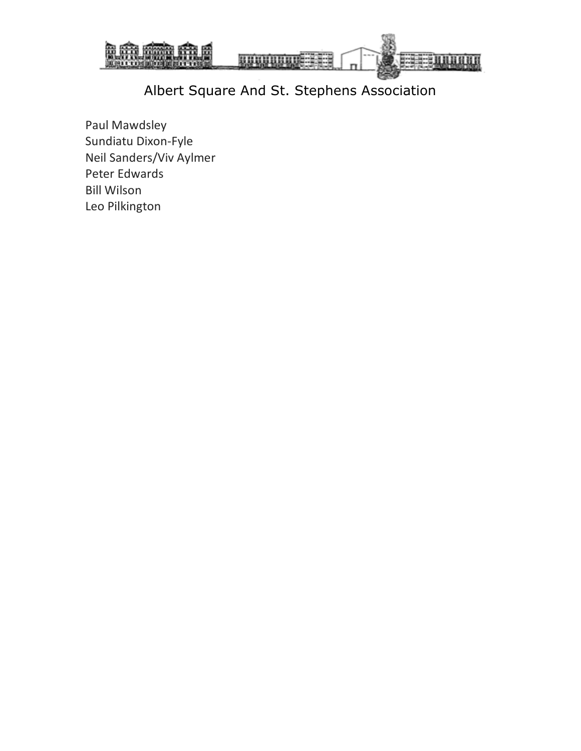Albert Square And St. Stephens Association

Paul Mawdsley
Sundiatu Dixon-Fyle
Neil Sanders/Viv Aylmer
Peter Edwards
Bill Wilson
Leo Pilkington